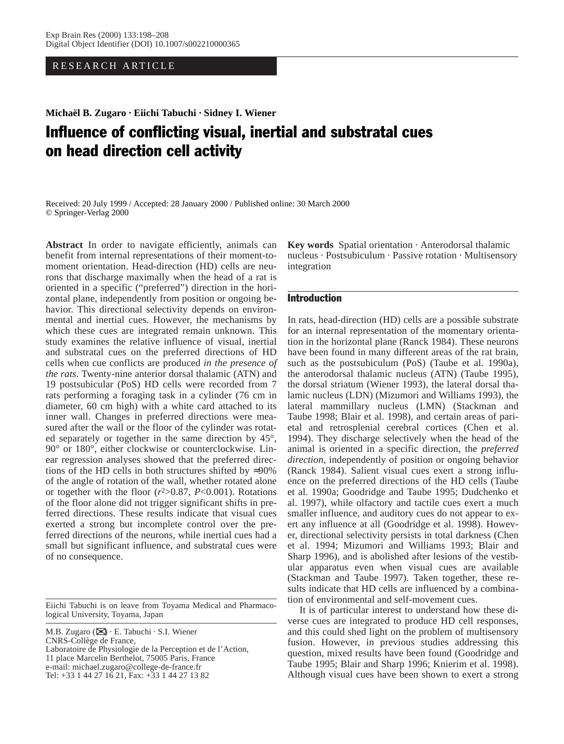RESEARCH ARTICLE

**Michaël B. Zugaro · Eiichi Tabuchi · Sidney I. Wiener**

# Influence of conflicting visual, inertial and substratal cues on head direction cell activity

Received: 20 July 1999 / Accepted: 28 January 2000 / Published online: 30 March 2000
© Springer-Verlag 2000

**Abstract** In order to navigate efficiently, animals can benefit from internal representations of their moment-to-moment orientation. Head-direction (HD) cells are neurons that discharge maximally when the head of a rat is oriented in a specific ("preferred") direction in the horizontal plane, independently from position or ongoing behavior. This directional selectivity depends on environmental and inertial cues. However, the mechanisms by which these cues are integrated remain unknown. This study examines the relative influence of visual, inertial and substratal cues on the preferred directions of HD cells when cue conflicts are produced *in the presence of the rats*. Twenty-nine anterior dorsal thalamic (ATN) and 19 postsubicular (PoS) HD cells were recorded from 7 rats performing a foraging task in a cylinder (76 cm in diameter, 60 cm high) with a white card attached to its inner wall. Changes in preferred directions were measured after the wall or the floor of the cylinder was rotated separately or together in the same direction by 45°, 90° or 180°, either clockwise or counterclockwise. Linear regression analyses showed that the preferred directions of the HD cells in both structures shifted by ≈90% of the angle of rotation of the wall, whether rotated alone or together with the floor ($r^2>0.87$, $P<0.001$). Rotations of the floor alone did not trigger significant shifts in preferred directions. These results indicate that visual cues exerted a strong but incomplete control over the preferred directions of the neurons, while inertial cues had a small but significant influence, and substratal cues were of no consequence.

**Key words** Spatial orientation · Anterodorsal thalamic nucleus · Postsubiculum · Passive rotation · Multisensory integration

Eiichi Tabuchi is on leave from Toyama Medical and Pharmacological University, Toyama, Japan

M.B. Zugaro (✉) · E. Tabuchi · S.I. Wiener
CNRS-Collège de France,
Laboratoire de Physiologie de la Perception et de l'Action,
11 place Marcelin Berthelot, 75005 Paris, France
e-mail: michael.zugaro@college-de-france.fr
Tel: +33 1 44 27 16 21, Fax: +33 1 44 27 13 82

## Introduction

In rats, head-direction (HD) cells are a possible substrate for an internal representation of the momentary orientation in the horizontal plane (Ranck 1984). These neurons have been found in many different areas of the rat brain, such as the postsubiculum (PoS) (Taube et al. 1990a), the anterodorsal thalamic nucleus (ATN) (Taube 1995), the dorsal striatum (Wiener 1993), the lateral dorsal thalamic nucleus (LDN) (Mizumori and Williams 1993), the lateral mammillary nucleus (LMN) (Stackman and Taube 1998; Blair et al. 1998), and certain areas of parietal and retrosplenial cerebral cortices (Chen et al. 1994). They discharge selectively when the head of the animal is oriented in a specific direction, the *preferred direction*, independently of position or ongoing behavior (Ranck 1984). Salient visual cues exert a strong influence on the preferred directions of the HD cells (Taube et al. 1990a; Goodridge and Taube 1995; Dudchenko et al. 1997), while olfactory and tactile cues exert a much smaller influence, and auditory cues do not appear to exert any influence at all (Goodridge et al. 1998). However, directional selectivity persists in total darkness (Chen et al. 1994; Mizumori and Williams 1993; Blair and Sharp 1996), and is abolished after lesions of the vestibular apparatus even when visual cues are available (Stackman and Taube 1997). Taken together, these results indicate that HD cells are influenced by a combination of environmental and self-movement cues.

It is of particular interest to understand how these diverse cues are integrated to produce HD cell responses, and this could shed light on the problem of multisensory fusion. However, in previous studies addressing this question, mixed results have been found (Goodridge and Taube 1995; Blair and Sharp 1996; Knierim et al. 1998). Although visual cues have been shown to exert a strong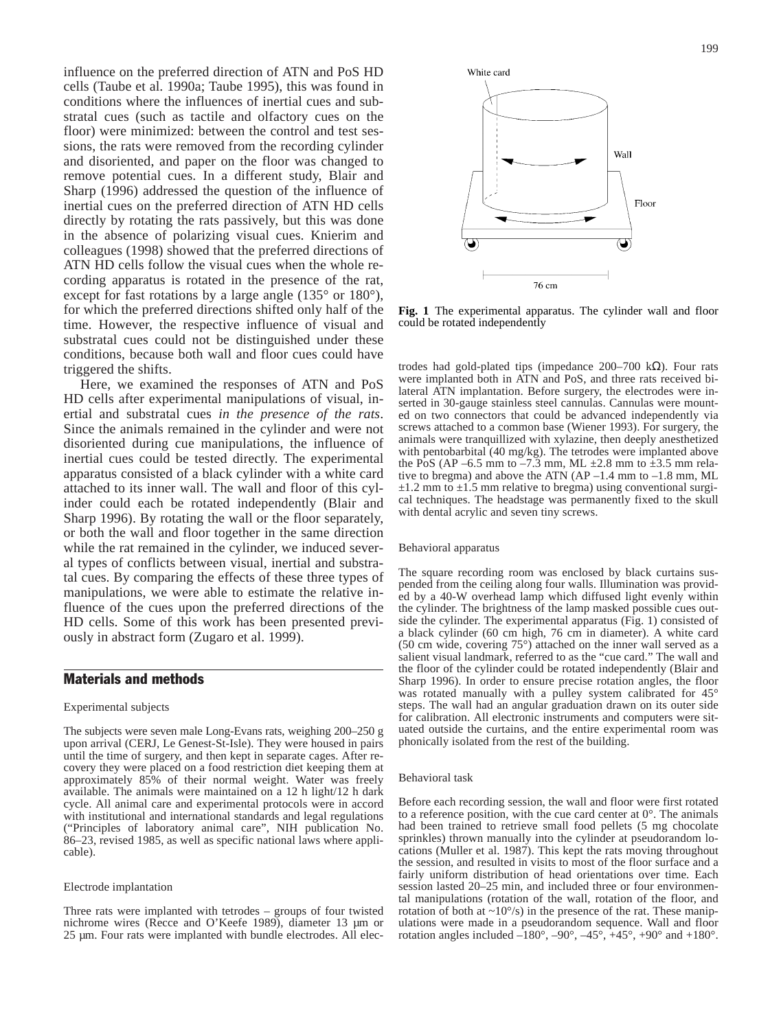influence on the preferred direction of ATN and PoS HD cells (Taube et al. 1990a; Taube 1995), this was found in conditions where the influences of inertial cues and substratal cues (such as tactile and olfactory cues on the floor) were minimized: between the control and test sessions, the rats were removed from the recording cylinder and disoriented, and paper on the floor was changed to remove potential cues. In a different study, Blair and Sharp (1996) addressed the question of the influence of inertial cues on the preferred direction of ATN HD cells directly by rotating the rats passively, but this was done in the absence of polarizing visual cues. Knierim and colleagues (1998) showed that the preferred directions of ATN HD cells follow the visual cues when the whole recording apparatus is rotated in the presence of the rat, except for fast rotations by a large angle (135° or 180°), for which the preferred directions shifted only half of the time. However, the respective influence of visual and substratal cues could not be distinguished under these conditions, because both wall and floor cues could have triggered the shifts.

Here, we examined the responses of ATN and PoS HD cells after experimental manipulations of visual, inertial and substratal cues *in the presence of the rats*. Since the animals remained in the cylinder and were not disoriented during cue manipulations, the influence of inertial cues could be tested directly. The experimental apparatus consisted of a black cylinder with a white card attached to its inner wall. The wall and floor of this cylinder could each be rotated independently (Blair and Sharp 1996). By rotating the wall or the floor separately, or both the wall and floor together in the same direction while the rat remained in the cylinder, we induced several types of conflicts between visual, inertial and substratal cues. By comparing the effects of these three types of manipulations, we were able to estimate the relative influence of the cues upon the preferred directions of the HD cells. Some of this work has been presented previously in abstract form (Zugaro et al. 1999).

## Materials and methods

### Experimental subjects

The subjects were seven male Long-Evans rats, weighing 200–250 g upon arrival (CERJ, Le Genest-St-Isle). They were housed in pairs until the time of surgery, and then kept in separate cages. After recovery they were placed on a food restriction diet keeping them at approximately 85% of their normal weight. Water was freely available. The animals were maintained on a 12 h light/12 h dark cycle. All animal care and experimental protocols were in accord with institutional and international standards and legal regulations ("Principles of laboratory animal care", NIH publication No. 86–23, revised 1985, as well as specific national laws where applicable).

### Electrode implantation

Three rats were implanted with tetrodes – groups of four twisted nichrome wires (Recce and O'Keefe 1989), diameter 13 µm or 25 µm. Four rats were implanted with bundle electrodes. All electrodes had gold-plated tips (impedance 200–700 kΩ). Four rats were implanted both in ATN and PoS, and three rats received bilateral ATN implantation. Before surgery, the electrodes were inserted in 30-gauge stainless steel cannulas. Cannulas were mounted on two connectors that could be advanced independently via screws attached to a common base (Wiener 1993). For surgery, the animals were tranquillized with xylazine, then deeply anesthetized with pentobarbital (40 mg/kg). The tetrodes were implanted above the PoS (AP –6.5 mm to –7.3 mm, ML ±2.8 mm to ±3.5 mm relative to bregma) and above the ATN (AP –1.4 mm to –1.8 mm, ML ±1.2 mm to ±1.5 mm relative to bregma) using conventional surgical techniques. The headstage was permanently fixed to the skull with dental acrylic and seven tiny screws.

**Fig. 1** The experimental apparatus. The cylinder wall and floor could be rotated independently

### Behavioral apparatus

The square recording room was enclosed by black curtains suspended from the ceiling along four walls. Illumination was provided by a 40-W overhead lamp which diffused light evenly within the cylinder. The brightness of the lamp masked possible cues outside the cylinder. The experimental apparatus (Fig. 1) consisted of a black cylinder (60 cm high, 76 cm in diameter). A white card (50 cm wide, covering 75°) attached on the inner wall served as a salient visual landmark, referred to as the "cue card." The wall and the floor of the cylinder could be rotated independently (Blair and Sharp 1996). In order to ensure precise rotation angles, the floor was rotated manually with a pulley system calibrated for 45° steps. The wall had an angular graduation drawn on its outer side for calibration. All electronic instruments and computers were situated outside the curtains, and the entire experimental room was phonically isolated from the rest of the building.

### Behavioral task

Before each recording session, the wall and floor were first rotated to a reference position, with the cue card center at 0°. The animals had been trained to retrieve small food pellets (5 mg chocolate sprinkles) thrown manually into the cylinder at pseudorandom locations (Muller et al. 1987). This kept the rats moving throughout the session, and resulted in visits to most of the floor surface and a fairly uniform distribution of head orientations over time. Each session lasted 20–25 min, and included three or four environmental manipulations (rotation of the wall, rotation of the floor, and rotation of both at ~10°/s) in the presence of the rat. These manipulations were made in a pseudorandom sequence. Wall and floor rotation angles included –180°, –90°, –45°, +45°, +90° and +180°.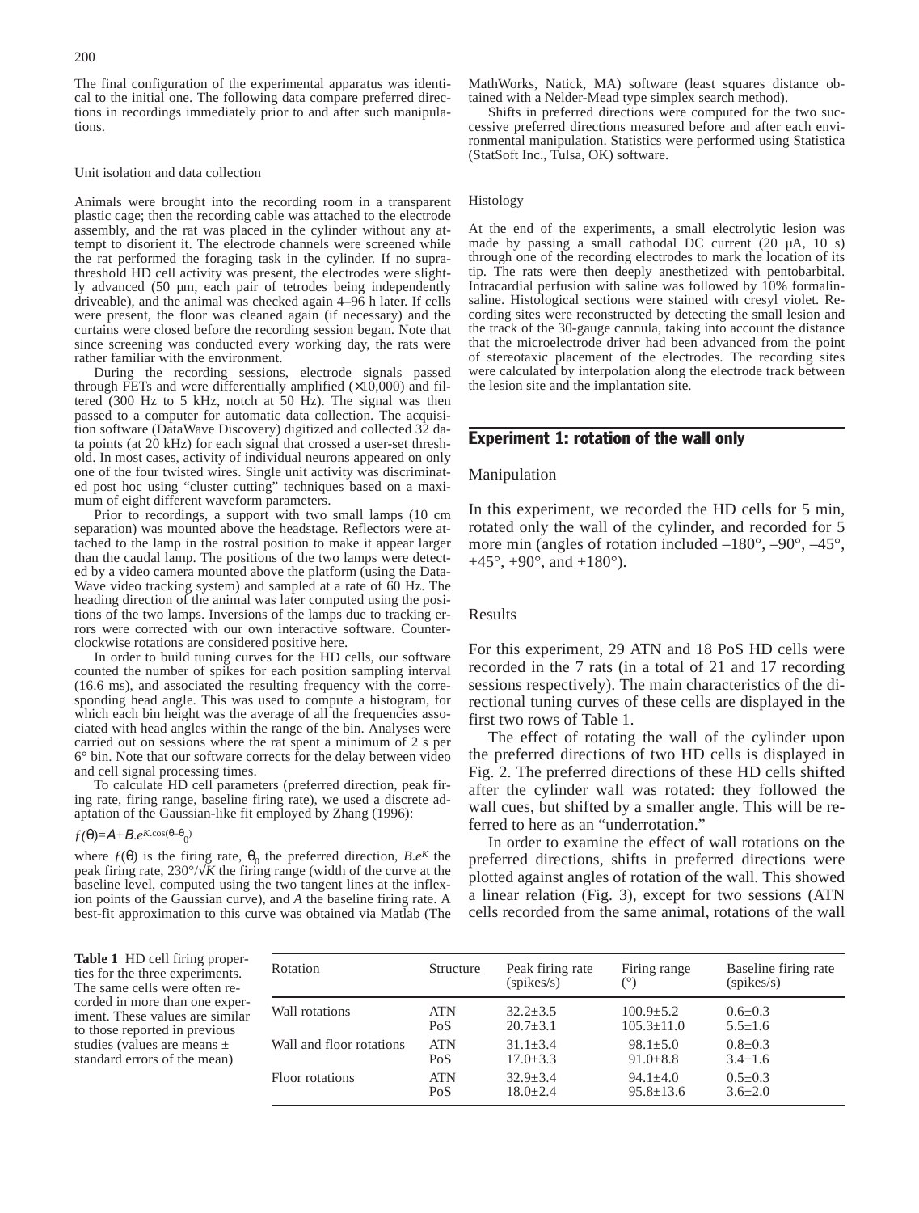The final configuration of the experimental apparatus was identical to the initial one. The following data compare preferred directions in recordings immediately prior to and after such manipulations.

### Unit isolation and data collection

Animals were brought into the recording room in a transparent plastic cage; then the recording cable was attached to the electrode assembly, and the rat was placed in the cylinder without any attempt to disorient it. The electrode channels were screened while the rat performed the foraging task in the cylinder. If no suprathreshold HD cell activity was present, the electrodes were slightly advanced (50 µm, each pair of tetrodes being independently driveable), and the animal was checked again 4–96 h later. If cells were present, the floor was cleaned again (if necessary) and the curtains were closed before the recording session began. Note that since screening was conducted every working day, the rats were rather familiar with the environment.

During the recording sessions, electrode signals passed through FETs and were differentially amplified (×10,000) and filtered (300 Hz to 5 kHz, notch at 50 Hz). The signal was then passed to a computer for automatic data collection. The acquisition software (DataWave Discovery) digitized and collected 32 data points (at 20 kHz) for each signal that crossed a user-set threshold. In most cases, activity of individual neurons appeared on only one of the four twisted wires. Single unit activity was discriminated post hoc using "cluster cutting" techniques based on a maximum of eight different waveform parameters.

Prior to recordings, a support with two small lamps (10 cm separation) was mounted above the headstage. Reflectors were attached to the lamp in the rostral position to make it appear larger than the caudal lamp. The positions of the two lamps were detected by a video camera mounted above the platform (using the DataWave video tracking system) and sampled at a rate of 60 Hz. The heading direction of the animal was later computed using the positions of the two lamps. Inversions of the lamps due to tracking errors were corrected with our own interactive software. Counterclockwise rotations are considered positive here.

In order to build tuning curves for the HD cells, our software counted the number of spikes for each position sampling interval (16.6 ms), and associated the resulting frequency with the corresponding head angle. This was used to compute a histogram, for which each bin height was the average of all the frequencies associated with head angles within the range of the bin. Analyses were carried out on sessions where the rat spent a minimum of 2 s per 6° bin. Note that our software corrects for the delay between video and cell signal processing times.

To calculate HD cell parameters (preferred direction, peak firing rate, firing range, baseline firing rate), we used a discrete adaptation of the Gaussian-like fit employed by Zhang (1996):

$$f(\theta)=A+B.e^{K.\cos(\theta-\theta_0)}$$

where $f(\theta)$ is the firing rate, $\theta_0$ the preferred direction, $B.e^K$ the peak firing rate, $230°/\sqrt{K}$ the firing range (width of the curve at the baseline level, computed using the two tangent lines at the inflexion points of the Gaussian curve), and $A$ the baseline firing rate. A best-fit approximation to this curve was obtained via Matlab (The MathWorks, Natick, MA) software (least squares distance obtained with a Nelder-Mead type simplex search method).

Shifts in preferred directions were computed for the two successive preferred directions measured before and after each environmental manipulation. Statistics were performed using Statistica (StatSoft Inc., Tulsa, OK) software.

### Histology

At the end of the experiments, a small electrolytic lesion was made by passing a small cathodal DC current (20 µA, 10 s) through one of the recording electrodes to mark the location of its tip. The rats were then deeply anesthetized with pentobarbital. Intracardial perfusion with saline was followed by 10% formalin-saline. Histological sections were stained with cresyl violet. Recording sites were reconstructed by detecting the small lesion and the track of the 30-gauge cannula, taking into account the distance that the microelectrode driver had been advanced from the point of stereotaxic placement of the electrodes. The recording sites were calculated by interpolation along the electrode track between the lesion site and the implantation site.

## Experiment 1: rotation of the wall only

### Manipulation

In this experiment, we recorded the HD cells for 5 min, rotated only the wall of the cylinder, and recorded for 5 more min (angles of rotation included –180°, –90°, –45°, +45°, +90°, and +180°).

### Results

For this experiment, 29 ATN and 18 PoS HD cells were recorded in the 7 rats (in a total of 21 and 17 recording sessions respectively). The main characteristics of the directional tuning curves of these cells are displayed in the first two rows of Table 1.

The effect of rotating the wall of the cylinder upon the preferred directions of two HD cells is displayed in Fig. 2. The preferred directions of these HD cells shifted after the cylinder wall was rotated: they followed the wall cues, but shifted by a smaller angle. This will be referred to here as an "underrotation."

In order to examine the effect of wall rotations on the preferred directions, shifts in preferred directions were plotted against angles of rotation of the wall. This showed a linear relation (Fig. 3), except for two sessions (ATN cells recorded from the same animal, rotations of the wall

**Table 1** HD cell firing properties for the three experiments. The same cells were often recorded in more than one experiment. These values are similar to those reported in previous studies (values are means ± standard errors of the mean)

| Rotation | Structure | Peak firing rate (spikes/s) | Firing range (°) | Baseline firing rate (spikes/s) |
|---|---|---|---|---|
| Wall rotations | ATN | 32.2±3.5 | 100.9±5.2 | 0.6±0.3 |
| | PoS | 20.7±3.1 | 105.3±11.0 | 5.5±1.6 |
| Wall and floor rotations | ATN | 31.1±3.4 | 98.1±5.0 | 0.8±0.3 |
| | PoS | 17.0±3.3 | 91.0±8.8 | 3.4±1.6 |
| Floor rotations | ATN | 32.9±3.4 | 94.1±4.0 | 0.5±0.3 |
| | PoS | 18.0±2.4 | 95.8±13.6 | 3.6±2.0 |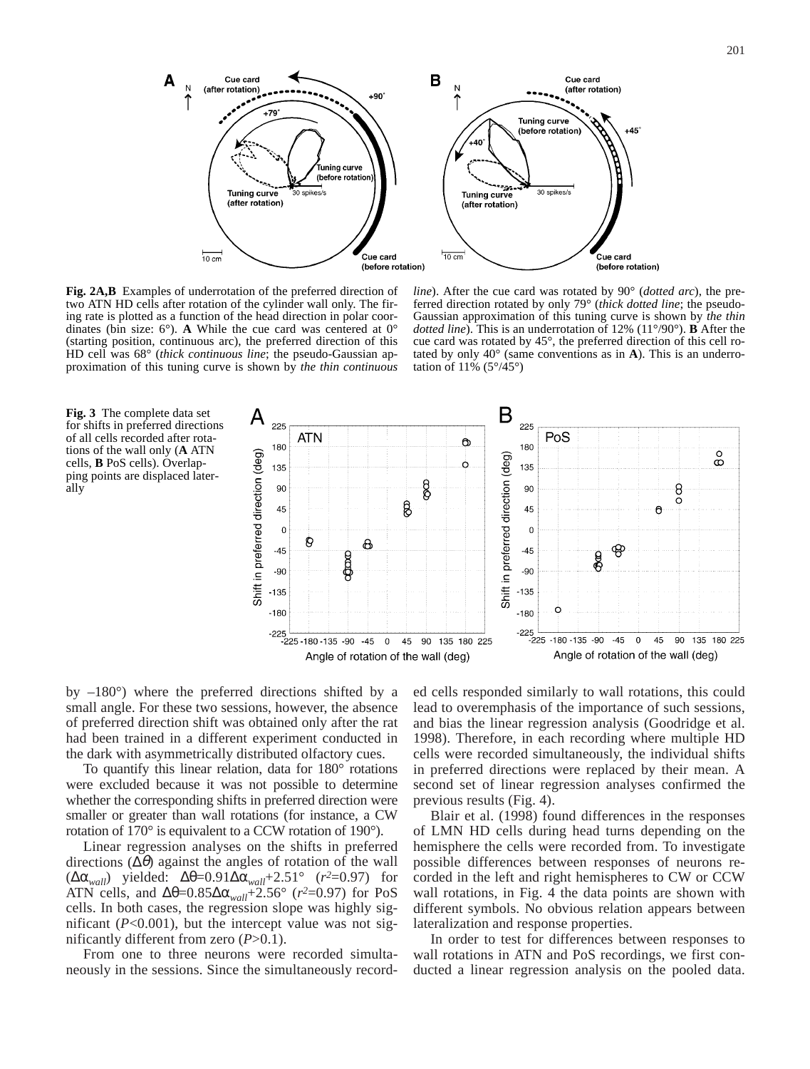**Fig. 2A,B** Examples of underrotation of the preferred direction of two ATN HD cells after rotation of the cylinder wall only. The firing rate is plotted as a function of the head direction in polar coordinates (bin size: 6°). **A** While the cue card was centered at 0° (starting position, continuous arc), the preferred direction of this HD cell was 68° (*thick continuous line*; the pseudo-Gaussian approximation of this tuning curve is shown by *the thin continuous line*). After the cue card was rotated by 90° (*dotted arc*), the preferred direction rotated by only 79° (*thick dotted line*; the pseudo-Gaussian approximation of this tuning curve is shown by *the thin dotted line*). This is an underrotation of 12% (11°/90°). **B** After the cue card was rotated by 45°, the preferred direction of this cell rotated by only 40° (same conventions as in **A**). This is an underrotation of 11% (5°/45°)

**Fig. 3** The complete data set for shifts in preferred directions of all cells recorded after rotations of the wall only (**A** ATN cells, **B** PoS cells). Overlapping points are displaced laterally

by –180°) where the preferred directions shifted by a small angle. For these two sessions, however, the absence of preferred direction shift was obtained only after the rat had been trained in a different experiment conducted in the dark with asymmetrically distributed olfactory cues.

To quantify this linear relation, data for 180° rotations were excluded because it was not possible to determine whether the corresponding shifts in preferred direction were smaller or greater than wall rotations (for instance, a CW rotation of 170° is equivalent to a CCW rotation of 190°).

Linear regression analyses on the shifts in preferred directions ($\Delta\theta$) against the angles of rotation of the wall ($\Delta\alpha_{wall}$) yielded: $\Delta\theta=0.91\Delta\alpha_{wall}+2.51°$ ($r^2=0.97$) for ATN cells, and $\Delta\theta=0.85\Delta\alpha_{wall}+2.56°$ ($r^2=0.97$) for PoS cells. In both cases, the regression slope was highly significant ($P<0.001$), but the intercept value was not significantly different from zero ($P>0.1$).

From one to three neurons were recorded simultaneously in the sessions. Since the simultaneously recorded cells responded similarly to wall rotations, this could lead to overemphasis of the importance of such sessions, and bias the linear regression analysis (Goodridge et al. 1998). Therefore, in each recording where multiple HD cells were recorded simultaneously, the individual shifts in preferred directions were replaced by their mean. A second set of linear regression analyses confirmed the previous results (Fig. 4).

Blair et al. (1998) found differences in the responses of LMN HD cells during head turns depending on the hemisphere the cells were recorded from. To investigate possible differences between responses of neurons recorded in the left and right hemispheres to CW or CCW wall rotations, in Fig. 4 the data points are shown with different symbols. No obvious relation appears between lateralization and response properties.

In order to test for differences between responses to wall rotations in ATN and PoS recordings, we first conducted a linear regression analysis on the pooled data.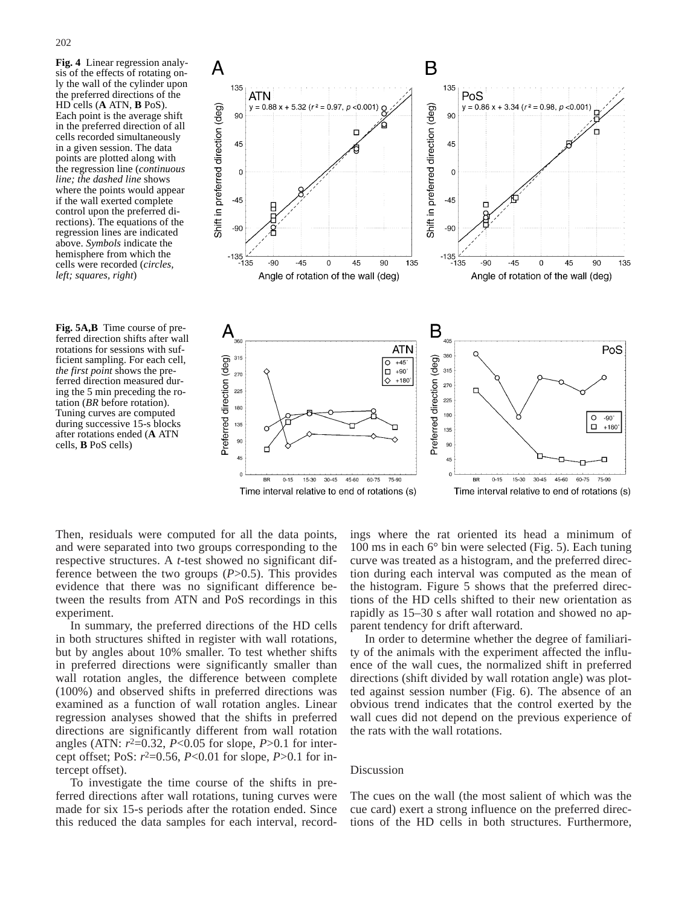**Fig. 4** Linear regression analysis of the effects of rotating only the wall of the cylinder upon the preferred directions of the HD cells (**A** ATN, **B** PoS). Each point is the average shift in the preferred direction of all cells recorded simultaneously in a given session. The data points are plotted along with the regression line (*continuous line; the dashed line* shows where the points would appear if the wall exerted complete control upon the preferred directions). The equations of the regression lines are indicated above. *Symbols* indicate the hemisphere from which the cells were recorded (*circles, left; squares, right*)

**Fig. 5A,B** Time course of preferred direction shifts after wall rotations for sessions with sufficient sampling. For each cell, *the first point* shows the preferred direction measured during the 5 min preceding the rotation (*BR* before rotation). Tuning curves are computed during successive 15-s blocks after rotations ended (**A** ATN cells, **B** PoS cells)

Then, residuals were computed for all the data points, and were separated into two groups corresponding to the respective structures. A *t*-test showed no significant difference between the two groups ($P$>0.5). This provides evidence that there was no significant difference between the results from ATN and PoS recordings in this experiment.

In summary, the preferred directions of the HD cells in both structures shifted in register with wall rotations, but by angles about 10% smaller. To test whether shifts in preferred directions were significantly smaller than wall rotation angles, the difference between complete (100%) and observed shifts in preferred directions was examined as a function of wall rotation angles. Linear regression analyses showed that the shifts in preferred directions are significantly different from wall rotation angles (ATN: $r^2$=0.32, $P$<0.05 for slope, $P$>0.1 for intercept offset; PoS: $r^2$=0.56, $P$<0.01 for slope, $P$>0.1 for intercept offset).

To investigate the time course of the shifts in preferred directions after wall rotations, tuning curves were made for six 15-s periods after the rotation ended. Since this reduced the data samples for each interval, recordings where the rat oriented its head a minimum of 100 ms in each 6° bin were selected (Fig. 5). Each tuning curve was treated as a histogram, and the preferred direction during each interval was computed as the mean of the histogram. Figure 5 shows that the preferred directions of the HD cells shifted to their new orientation as rapidly as 15–30 s after wall rotation and showed no apparent tendency for drift afterward.

In order to determine whether the degree of familiarity of the animals with the experiment affected the influence of the wall cues, the normalized shift in preferred directions (shift divided by wall rotation angle) was plotted against session number (Fig. 6). The absence of an obvious trend indicates that the control exerted by the wall cues did not depend on the previous experience of the rats with the wall rotations.

## Discussion

The cues on the wall (the most salient of which was the cue card) exert a strong influence on the preferred directions of the HD cells in both structures. Furthermore,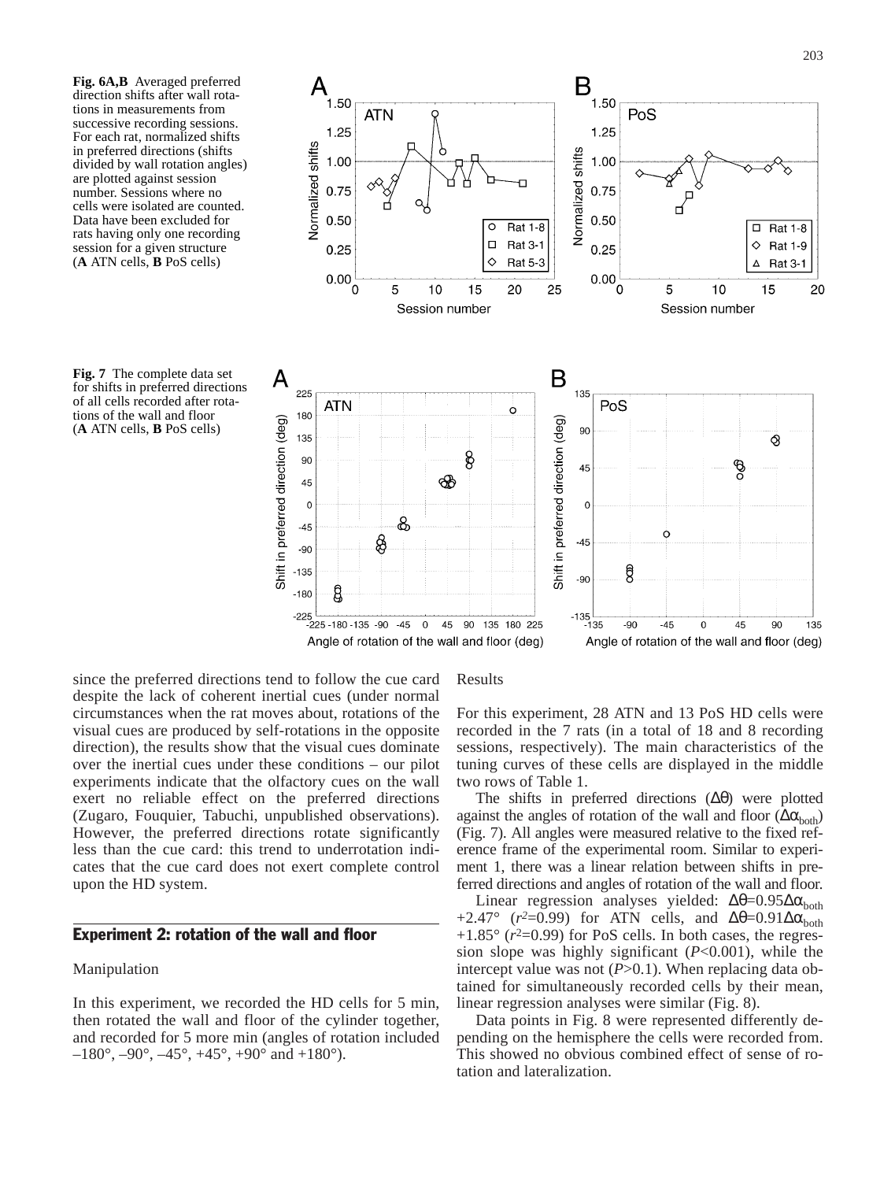**Fig. 6A,B** Averaged preferred direction shifts after wall rotations in measurements from successive recording sessions. For each rat, normalized shifts in preferred directions (shifts divided by wall rotation angles) are plotted against session number. Sessions where no cells were isolated are counted. Data have been excluded for rats having only one recording session for a given structure (**A** ATN cells, **B** PoS cells)

**Fig. 7** The complete data set for shifts in preferred directions of all cells recorded after rotations of the wall and floor (**A** ATN cells, **B** PoS cells)

since the preferred directions tend to follow the cue card despite the lack of coherent inertial cues (under normal circumstances when the rat moves about, rotations of the visual cues are produced by self-rotations in the opposite direction), the results show that the visual cues dominate over the inertial cues under these conditions – our pilot experiments indicate that the olfactory cues on the wall exert no reliable effect on the preferred directions (Zugaro, Fouquier, Tabuchi, unpublished observations). However, the preferred directions rotate significantly less than the cue card: this trend to underrotation indicates that the cue card does not exert complete control upon the HD system.

## Experiment 2: rotation of the wall and floor

### Manipulation

In this experiment, we recorded the HD cells for 5 min, then rotated the wall and floor of the cylinder together, and recorded for 5 more min (angles of rotation included –180°, –90°, –45°, +45°, +90° and +180°).

### Results

For this experiment, 28 ATN and 13 PoS HD cells were recorded in the 7 rats (in a total of 18 and 8 recording sessions, respectively). The main characteristics of the tuning curves of these cells are displayed in the middle two rows of Table 1.

The shifts in preferred directions ($\Delta\theta$) were plotted against the angles of rotation of the wall and floor ($\Delta\alpha_{both}$) (Fig. 7). All angles were measured relative to the fixed reference frame of the experimental room. Similar to experiment 1, there was a linear relation between shifts in preferred directions and angles of rotation of the wall and floor.

Linear regression analyses yielded: $\Delta\theta=0.95\Delta\alpha_{both}$ $+2.47°$ ($r^2=0.99$) for ATN cells, and $\Delta\theta=0.91\Delta\alpha_{both}$ $+1.85°$ ($r^2=0.99$) for PoS cells. In both cases, the regression slope was highly significant ($P<0.001$), while the intercept value was not ($P>0.1$). When replacing data obtained for simultaneously recorded cells by their mean, linear regression analyses were similar (Fig. 8).

Data points in Fig. 8 were represented differently depending on the hemisphere the cells were recorded from. This showed no obvious combined effect of sense of rotation and lateralization.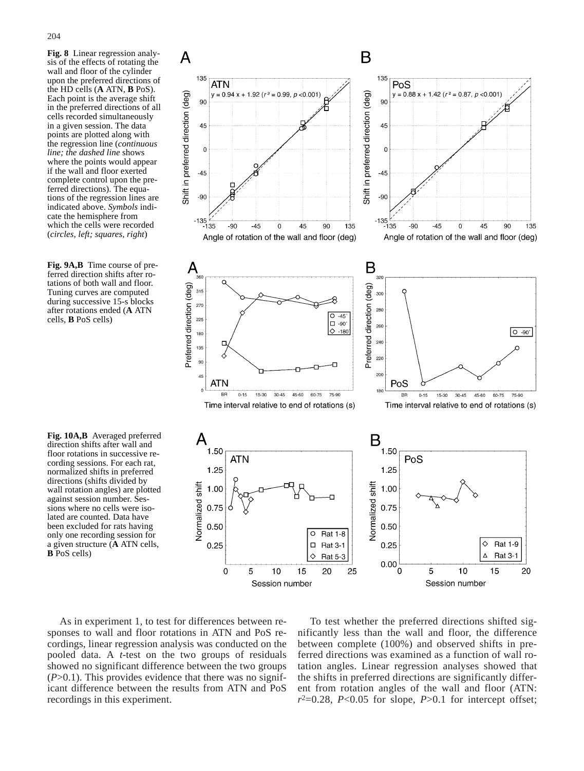**Fig. 8** Linear regression analysis of the effects of rotating the wall and floor of the cylinder upon the preferred directions of the HD cells (**A** ATN, **B** PoS). Each point is the average shift in the preferred directions of all cells recorded simultaneously in a given session. The data points are plotted along with the regression line (*continuous line; the dashed line* shows where the points would appear if the wall and floor exerted complete control upon the preferred directions). The equations of the regression lines are indicated above. *Symbols* indicate the hemisphere from which the cells were recorded (*circles, left; squares, right*)

**Fig. 9A,B** Time course of preferred direction shifts after rotations of both wall and floor. Tuning curves are computed during successive 15-s blocks after rotations ended (**A** ATN cells, **B** PoS cells)

**Fig. 10A,B** Averaged preferred direction shifts after wall and floor rotations in successive recording sessions. For each rat, normalized shifts in preferred directions (shifts divided by wall rotation angles) are plotted against session number. Sessions where no cells were isolated are counted. Data have been excluded for rats having only one recording session for a given structure (**A** ATN cells, **B** PoS cells)

As in experiment 1, to test for differences between responses to wall and floor rotations in ATN and PoS recordings, linear regression analysis was conducted on the pooled data. A *t*-test on the two groups of residuals showed no significant difference between the two groups ($P$>0.1). This provides evidence that there was no significant difference between the results from ATN and PoS recordings in this experiment.

To test whether the preferred directions shifted significantly less than the wall and floor, the difference between complete (100%) and observed shifts in preferred directions was examined as a function of wall rotation angles. Linear regression analyses showed that the shifts in preferred directions are significantly different from rotation angles of the wall and floor (ATN: $r^2$=0.28, $P$<0.05 for slope, $P$>0.1 for intercept offset;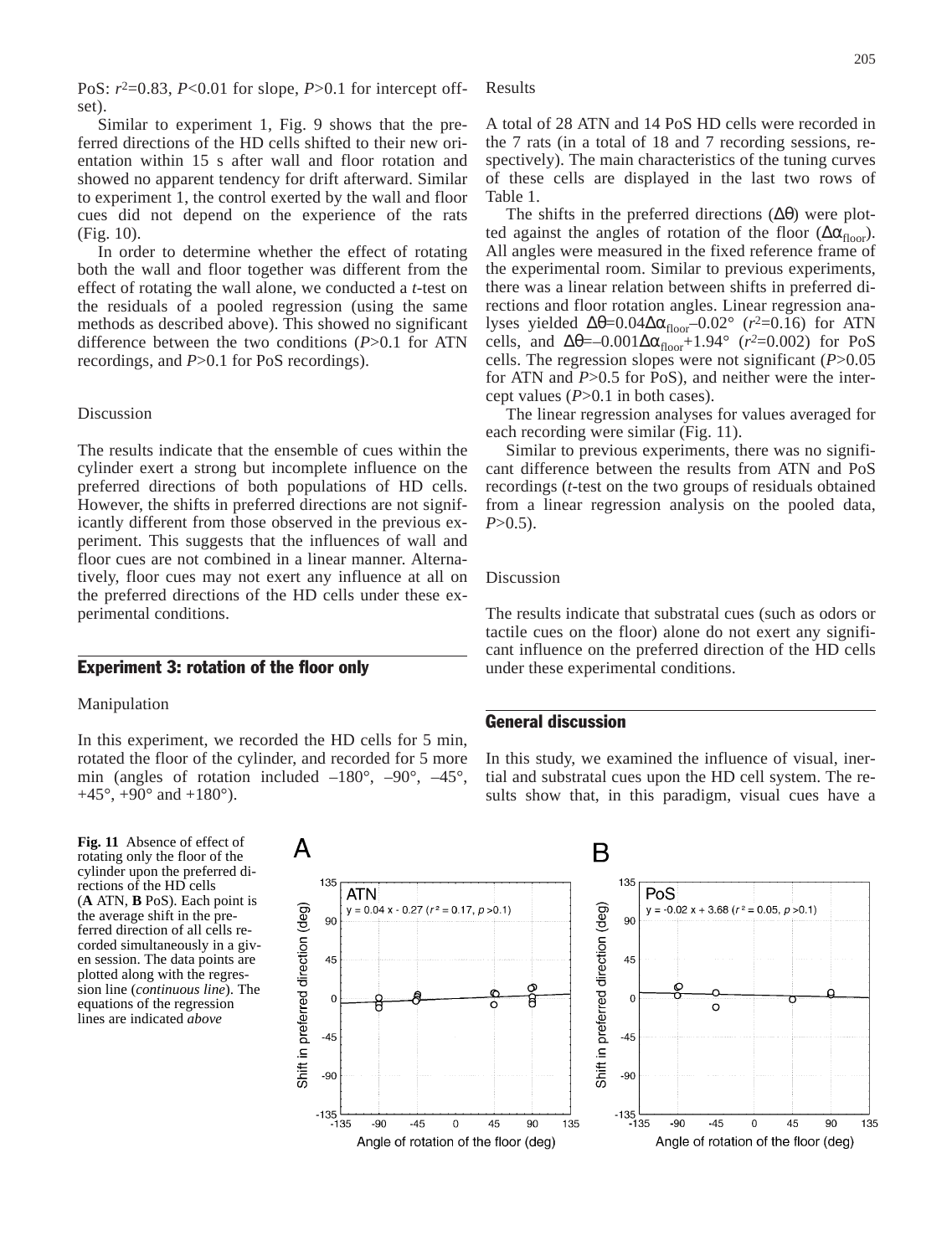PoS: $r^2=0.83$, $P<0.01$ for slope, $P>0.1$ for intercept offset).

Similar to experiment 1, Fig. 9 shows that the preferred directions of the HD cells shifted to their new orientation within 15 s after wall and floor rotation and showed no apparent tendency for drift afterward. Similar to experiment 1, the control exerted by the wall and floor cues did not depend on the experience of the rats (Fig. 10).

In order to determine whether the effect of rotating both the wall and floor together was different from the effect of rotating the wall alone, we conducted a *t*-test on the residuals of a pooled regression (using the same methods as described above). This showed no significant difference between the two conditions ($P>0.1$ for ATN recordings, and $P>0.1$ for PoS recordings).

### Discussion

The results indicate that the ensemble of cues within the cylinder exert a strong but incomplete influence on the preferred directions of both populations of HD cells. However, the shifts in preferred directions are not significantly different from those observed in the previous experiment. This suggests that the influences of wall and floor cues are not combined in a linear manner. Alternatively, floor cues may not exert any influence at all on the preferred directions of the HD cells under these experimental conditions.

## Experiment 3: rotation of the floor only

### Manipulation

In this experiment, we recorded the HD cells for 5 min, rotated the floor of the cylinder, and recorded for 5 more min (angles of rotation included –180°, –90°, –45°, +45°, +90° and +180°).

### Results

A total of 28 ATN and 14 PoS HD cells were recorded in the 7 rats (in a total of 18 and 7 recording sessions, respectively). The main characteristics of the tuning curves of these cells are displayed in the last two rows of Table 1.

The shifts in the preferred directions ($\Delta\theta$) were plotted against the angles of rotation of the floor ($\Delta\alpha_{floor}$). All angles were measured in the fixed reference frame of the experimental room. Similar to previous experiments, there was a linear relation between shifts in preferred directions and floor rotation angles. Linear regression analyses yielded $\Delta\theta=0.04\Delta\alpha_{floor}-0.02°$ ($r^2=0.16$) for ATN cells, and $\Delta\theta=-0.001\Delta\alpha_{floor}+1.94°$ ($r^2=0.002$) for PoS cells. The regression slopes were not significant ($P>0.05$ for ATN and $P>0.5$ for PoS), and neither were the intercept values ($P>0.1$ in both cases).

The linear regression analyses for values averaged for each recording were similar (Fig. 11).

Similar to previous experiments, there was no significant difference between the results from ATN and PoS recordings (*t*-test on the two groups of residuals obtained from a linear regression analysis on the pooled data, $P>0.5$).

### Discussion

The results indicate that substratal cues (such as odors or tactile cues on the floor) alone do not exert any significant influence on the preferred direction of the HD cells under these experimental conditions.

## General discussion

In this study, we examined the influence of visual, inertial and substratal cues upon the HD cell system. The results show that, in this paradigm, visual cues have a

**Fig. 11** Absence of effect of rotating only the floor of the cylinder upon the preferred directions of the HD cells (**A** ATN, **B** PoS). Each point is the average shift in the preferred direction of all cells recorded simultaneously in a given session. The data points are plotted along with the regression line (*continuous line*). The equations of the regression lines are indicated *above*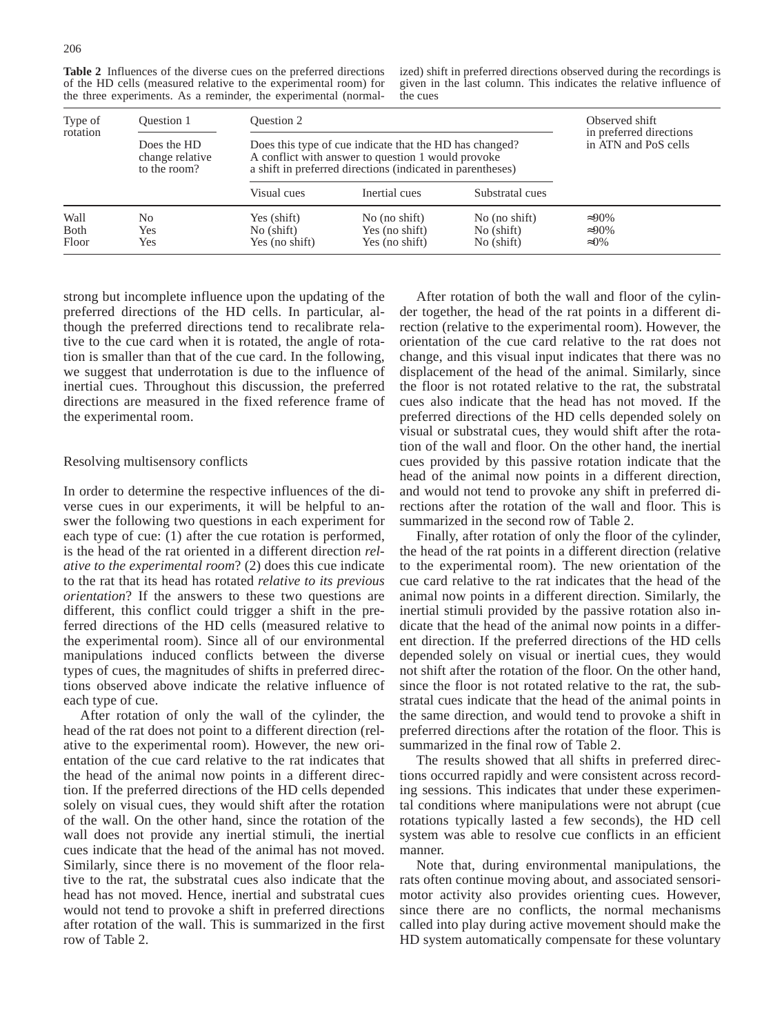**Table 2** Influences of the diverse cues on the preferred directions of the HD cells (measured relative to the experimental room) for the three experiments. As a reminder, the experimental (normalized) shift in preferred directions observed during the recordings is given in the last column. This indicates the relative influence of the cues

| Type of rotation | Question 1 | Question 2 | | | Observed shift in preferred directions in ATN and PoS cells |
|---|---|---|---|---|---|
| | Does the HD change relative to the room? | Does this type of cue indicate that the HD has changed? A conflict with answer to question 1 would provoke a shift in preferred directions (indicated in parentheses) | | | |
| | | Visual cues | Inertial cues | Substratal cues | |
| Wall | No | Yes (shift) | No (no shift) | No (no shift) | ≈90% |
| Both | Yes | No (shift) | Yes (no shift) | No (shift) | ≈90% |
| Floor | Yes | Yes (no shift) | Yes (no shift) | No (shift) | ≈0% |

strong but incomplete influence upon the updating of the preferred directions of the HD cells. In particular, although the preferred directions tend to recalibrate relative to the cue card when it is rotated, the angle of rotation is smaller than that of the cue card. In the following, we suggest that underrotation is due to the influence of inertial cues. Throughout this discussion, the preferred directions are measured in the fixed reference frame of the experimental room.

## Resolving multisensory conflicts

In order to determine the respective influences of the diverse cues in our experiments, it will be helpful to answer the following two questions in each experiment for each type of cue: (1) after the cue rotation is performed, is the head of the rat oriented in a different direction *relative to the experimental room*? (2) does this cue indicate to the rat that its head has rotated *relative to its previous orientation*? If the answers to these two questions are different, this conflict could trigger a shift in the preferred directions of the HD cells (measured relative to the experimental room). Since all of our environmental manipulations induced conflicts between the diverse types of cues, the magnitudes of shifts in preferred directions observed above indicate the relative influence of each type of cue.

After rotation of only the wall of the cylinder, the head of the rat does not point to a different direction (relative to the experimental room). However, the new orientation of the cue card relative to the rat indicates that the head of the animal now points in a different direction. If the preferred directions of the HD cells depended solely on visual cues, they would shift after the rotation of the wall. On the other hand, since the rotation of the wall does not provide any inertial stimuli, the inertial cues indicate that the head of the animal has not moved. Similarly, since there is no movement of the floor relative to the rat, the substratal cues also indicate that the head has not moved. Hence, inertial and substratal cues would not tend to provoke a shift in preferred directions after rotation of the wall. This is summarized in the first row of Table 2.

After rotation of both the wall and floor of the cylinder together, the head of the rat points in a different direction (relative to the experimental room). However, the orientation of the cue card relative to the rat does not change, and this visual input indicates that there was no displacement of the head of the animal. Similarly, since the floor is not rotated relative to the rat, the substratal cues also indicate that the head has not moved. If the preferred directions of the HD cells depended solely on visual or substratal cues, they would shift after the rotation of the wall and floor. On the other hand, the inertial cues provided by this passive rotation indicate that the head of the animal now points in a different direction, and would not tend to provoke any shift in preferred directions after the rotation of the wall and floor. This is summarized in the second row of Table 2.

Finally, after rotation of only the floor of the cylinder, the head of the rat points in a different direction (relative to the experimental room). The new orientation of the cue card relative to the rat indicates that the head of the animal now points in a different direction. Similarly, the inertial stimuli provided by the passive rotation also indicate that the head of the animal now points in a different direction. If the preferred directions of the HD cells depended solely on visual or inertial cues, they would not shift after the rotation of the floor. On the other hand, since the floor is not rotated relative to the rat, the substratal cues indicate that the head of the animal points in the same direction, and would tend to provoke a shift in preferred directions after the rotation of the floor. This is summarized in the final row of Table 2.

The results showed that all shifts in preferred directions occurred rapidly and were consistent across recording sessions. This indicates that under these experimental conditions where manipulations were not abrupt (cue rotations typically lasted a few seconds), the HD cell system was able to resolve cue conflicts in an efficient manner.

Note that, during environmental manipulations, the rats often continue moving about, and associated sensorimotor activity also provides orienting cues. However, since there are no conflicts, the normal mechanisms called into play during active movement should make the HD system automatically compensate for these voluntary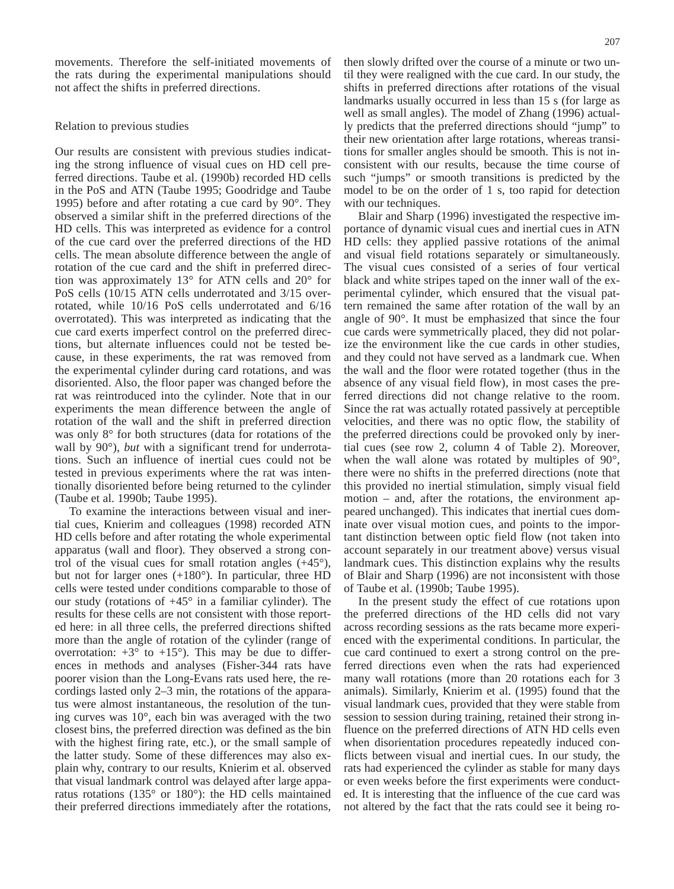movements. Therefore the self-initiated movements of the rats during the experimental manipulations should not affect the shifts in preferred directions.

## Relation to previous studies

Our results are consistent with previous studies indicating the strong influence of visual cues on HD cell preferred directions. Taube et al. (1990b) recorded HD cells in the PoS and ATN (Taube 1995; Goodridge and Taube 1995) before and after rotating a cue card by 90°. They observed a similar shift in the preferred directions of the HD cells. This was interpreted as evidence for a control of the cue card over the preferred directions of the HD cells. The mean absolute difference between the angle of rotation of the cue card and the shift in preferred direction was approximately 13° for ATN cells and 20° for PoS cells (10/15 ATN cells underrotated and 3/15 overrotated, while 10/16 PoS cells underrotated and 6/16 overrotated). This was interpreted as indicating that the cue card exerts imperfect control on the preferred directions, but alternate influences could not be tested because, in these experiments, the rat was removed from the experimental cylinder during card rotations, and was disoriented. Also, the floor paper was changed before the rat was reintroduced into the cylinder. Note that in our experiments the mean difference between the angle of rotation of the wall and the shift in preferred direction was only 8° for both structures (data for rotations of the wall by 90°), *but* with a significant trend for underrotations. Such an influence of inertial cues could not be tested in previous experiments where the rat was intentionally disoriented before being returned to the cylinder (Taube et al. 1990b; Taube 1995).

To examine the interactions between visual and inertial cues, Knierim and colleagues (1998) recorded ATN HD cells before and after rotating the whole experimental apparatus (wall and floor). They observed a strong control of the visual cues for small rotation angles (+45°), but not for larger ones (+180°). In particular, three HD cells were tested under conditions comparable to those of our study (rotations of +45° in a familiar cylinder). The results for these cells are not consistent with those reported here: in all three cells, the preferred directions shifted more than the angle of rotation of the cylinder (range of overrotation: +3° to +15°). This may be due to differences in methods and analyses (Fisher-344 rats have poorer vision than the Long-Evans rats used here, the recordings lasted only 2–3 min, the rotations of the apparatus were almost instantaneous, the resolution of the tuning curves was 10°, each bin was averaged with the two closest bins, the preferred direction was defined as the bin with the highest firing rate, etc.), or the small sample of the latter study. Some of these differences may also explain why, contrary to our results, Knierim et al. observed that visual landmark control was delayed after large apparatus rotations (135° or 180°): the HD cells maintained their preferred directions immediately after the rotations, then slowly drifted over the course of a minute or two until they were realigned with the cue card. In our study, the shifts in preferred directions after rotations of the visual landmarks usually occurred in less than 15 s (for large as well as small angles). The model of Zhang (1996) actually predicts that the preferred directions should "jump" to their new orientation after large rotations, whereas transitions for smaller angles should be smooth. This is not inconsistent with our results, because the time course of such "jumps" or smooth transitions is predicted by the model to be on the order of 1 s, too rapid for detection with our techniques.

Blair and Sharp (1996) investigated the respective importance of dynamic visual cues and inertial cues in ATN HD cells: they applied passive rotations of the animal and visual field rotations separately or simultaneously. The visual cues consisted of a series of four vertical black and white stripes taped on the inner wall of the experimental cylinder, which ensured that the visual pattern remained the same after rotation of the wall by an angle of 90°. It must be emphasized that since the four cue cards were symmetrically placed, they did not polarize the environment like the cue cards in other studies, and they could not have served as a landmark cue. When the wall and the floor were rotated together (thus in the absence of any visual field flow), in most cases the preferred directions did not change relative to the room. Since the rat was actually rotated passively at perceptible velocities, and there was no optic flow, the stability of the preferred directions could be provoked only by inertial cues (see row 2, column 4 of Table 2). Moreover, when the wall alone was rotated by multiples of 90°, there were no shifts in the preferred directions (note that this provided no inertial stimulation, simply visual field motion – and, after the rotations, the environment appeared unchanged). This indicates that inertial cues dominate over visual motion cues, and points to the important distinction between optic field flow (not taken into account separately in our treatment above) versus visual landmark cues. This distinction explains why the results of Blair and Sharp (1996) are not inconsistent with those of Taube et al. (1990b; Taube 1995).

In the present study the effect of cue rotations upon the preferred directions of the HD cells did not vary across recording sessions as the rats became more experienced with the experimental conditions. In particular, the cue card continued to exert a strong control on the preferred directions even when the rats had experienced many wall rotations (more than 20 rotations each for 3 animals). Similarly, Knierim et al. (1995) found that the visual landmark cues, provided that they were stable from session to session during training, retained their strong influence on the preferred directions of ATN HD cells even when disorientation procedures repeatedly induced conflicts between visual and inertial cues. In our study, the rats had experienced the cylinder as stable for many days or even weeks before the first experiments were conducted. It is interesting that the influence of the cue card was not altered by the fact that the rats could see it being ro-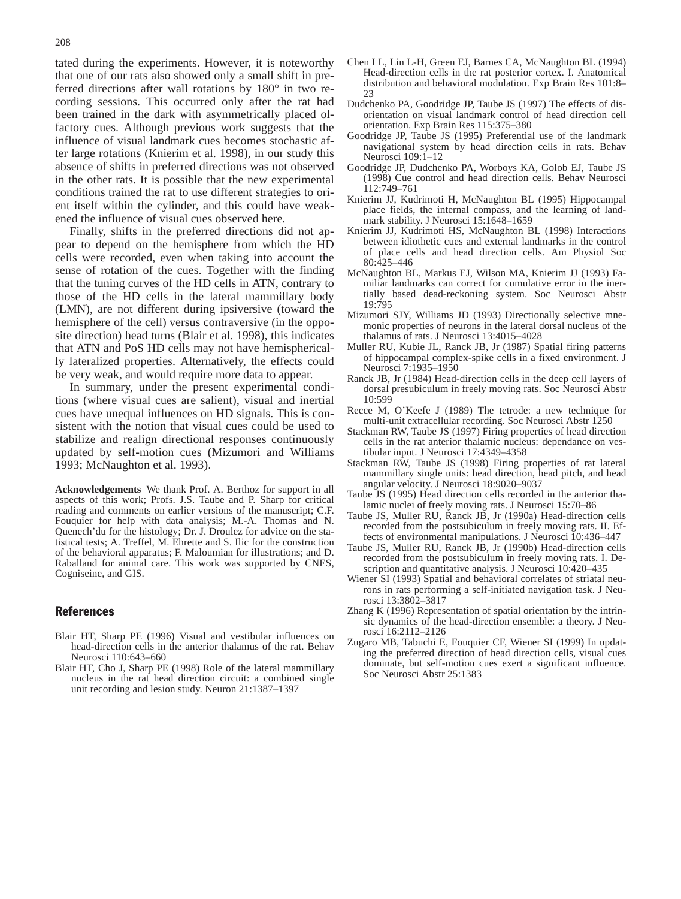tated during the experiments. However, it is noteworthy that one of our rats also showed only a small shift in preferred directions after wall rotations by 180° in two recording sessions. This occurred only after the rat had been trained in the dark with asymmetrically placed olfactory cues. Although previous work suggests that the influence of visual landmark cues becomes stochastic after large rotations (Knierim et al. 1998), in our study this absence of shifts in preferred directions was not observed in the other rats. It is possible that the new experimental conditions trained the rat to use different strategies to orient itself within the cylinder, and this could have weakened the influence of visual cues observed here.

Finally, shifts in the preferred directions did not appear to depend on the hemisphere from which the HD cells were recorded, even when taking into account the sense of rotation of the cues. Together with the finding that the tuning curves of the HD cells in ATN, contrary to those of the HD cells in the lateral mammillary body (LMN), are not different during ipsiversive (toward the hemisphere of the cell) versus contraversive (in the opposite direction) head turns (Blair et al. 1998), this indicates that ATN and PoS HD cells may not have hemispherically lateralized properties. Alternatively, the effects could be very weak, and would require more data to appear.

In summary, under the present experimental conditions (where visual cues are salient), visual and inertial cues have unequal influences on HD signals. This is consistent with the notion that visual cues could be used to stabilize and realign directional responses continuously updated by self-motion cues (Mizumori and Williams 1993; McNaughton et al. 1993).

**Acknowledgements** We thank Prof. A. Berthoz for support in all aspects of this work; Profs. J.S. Taube and P. Sharp for critical reading and comments on earlier versions of the manuscript; C.F. Fouquier for help with data analysis; M.-A. Thomas and N. Quenech'du for the histology; Dr. J. Droulez for advice on the statistical tests; A. Treffel, M. Ehrette and S. Ilic for the construction of the behavioral apparatus; F. Maloumian for illustrations; and D. Raballand for animal care. This work was supported by CNES, Cogniseine, and GIS.

## References

Blair HT, Sharp PE (1996) Visual and vestibular influences on head-direction cells in the anterior thalamus of the rat. Behav Neurosci 110:643–660

Blair HT, Cho J, Sharp PE (1998) Role of the lateral mammillary nucleus in the rat head direction circuit: a combined single unit recording and lesion study. Neuron 21:1387–1397

Chen LL, Lin L-H, Green EJ, Barnes CA, McNaughton BL (1994) Head-direction cells in the rat posterior cortex. I. Anatomical distribution and behavioral modulation. Exp Brain Res 101:8–23

Dudchenko PA, Goodridge JP, Taube JS (1997) The effects of disorientation on visual landmark control of head direction cell orientation. Exp Brain Res 115:375–380

Goodridge JP, Taube JS (1995) Preferential use of the landmark navigational system by head direction cells in rats. Behav Neurosci 109:1–12

Goodridge JP, Dudchenko PA, Worboys KA, Golob EJ, Taube JS (1998) Cue control and head direction cells. Behav Neurosci 112:749–761

Knierim JJ, Kudrimoti H, McNaughton BL (1995) Hippocampal place fields, the internal compass, and the learning of landmark stability. J Neurosci 15:1648–1659

Knierim JJ, Kudrimoti HS, McNaughton BL (1998) Interactions between idiothetic cues and external landmarks in the control of place cells and head direction cells. Am Physiol Soc 80:425–446

McNaughton BL, Markus EJ, Wilson MA, Knierim JJ (1993) Familiar landmarks can correct for cumulative error in the inertially based dead-reckoning system. Soc Neurosci Abstr 19:795

Mizumori SJY, Williams JD (1993) Directionally selective mnemonic properties of neurons in the lateral dorsal nucleus of the thalamus of rats. J Neurosci 13:4015–4028

Muller RU, Kubie JL, Ranck JB, Jr (1987) Spatial firing patterns of hippocampal complex-spike cells in a fixed environment. J Neurosci 7:1935–1950

Ranck JB, Jr (1984) Head-direction cells in the deep cell layers of dorsal presubiculum in freely moving rats. Soc Neurosci Abstr 10:599

Recce M, O'Keefe J (1989) The tetrode: a new technique for multi-unit extracellular recording. Soc Neurosci Abstr 1250

Stackman RW, Taube JS (1997) Firing properties of head direction cells in the rat anterior thalamic nucleus: dependance on vestibular input. J Neurosci 17:4349–4358

Stackman RW, Taube JS (1998) Firing properties of rat lateral mammillary single units: head direction, head pitch, and head angular velocity. J Neurosci 18:9020–9037

Taube JS (1995) Head direction cells recorded in the anterior thalamic nuclei of freely moving rats. J Neurosci 15:70–86

Taube JS, Muller RU, Ranck JB, Jr (1990a) Head-direction cells recorded from the postsubiculum in freely moving rats. II. Effects of environmental manipulations. J Neurosci 10:436–447

Taube JS, Muller RU, Ranck JB, Jr (1990b) Head-direction cells recorded from the postsubiculum in freely moving rats. I. Description and quantitative analysis. J Neurosci 10:420–435

Wiener SI (1993) Spatial and behavioral correlates of striatal neurons in rats performing a self-initiated navigation task. J Neurosci 13:3802–3817

Zhang K (1996) Representation of spatial orientation by the intrinsic dynamics of the head-direction ensemble: a theory. J Neurosci 16:2112–2126

Zugaro MB, Tabuchi E, Fouquier CF, Wiener SI (1999) In updating the preferred direction of head direction cells, visual cues dominate, but self-motion cues exert a significant influence. Soc Neurosci Abstr 25:1383